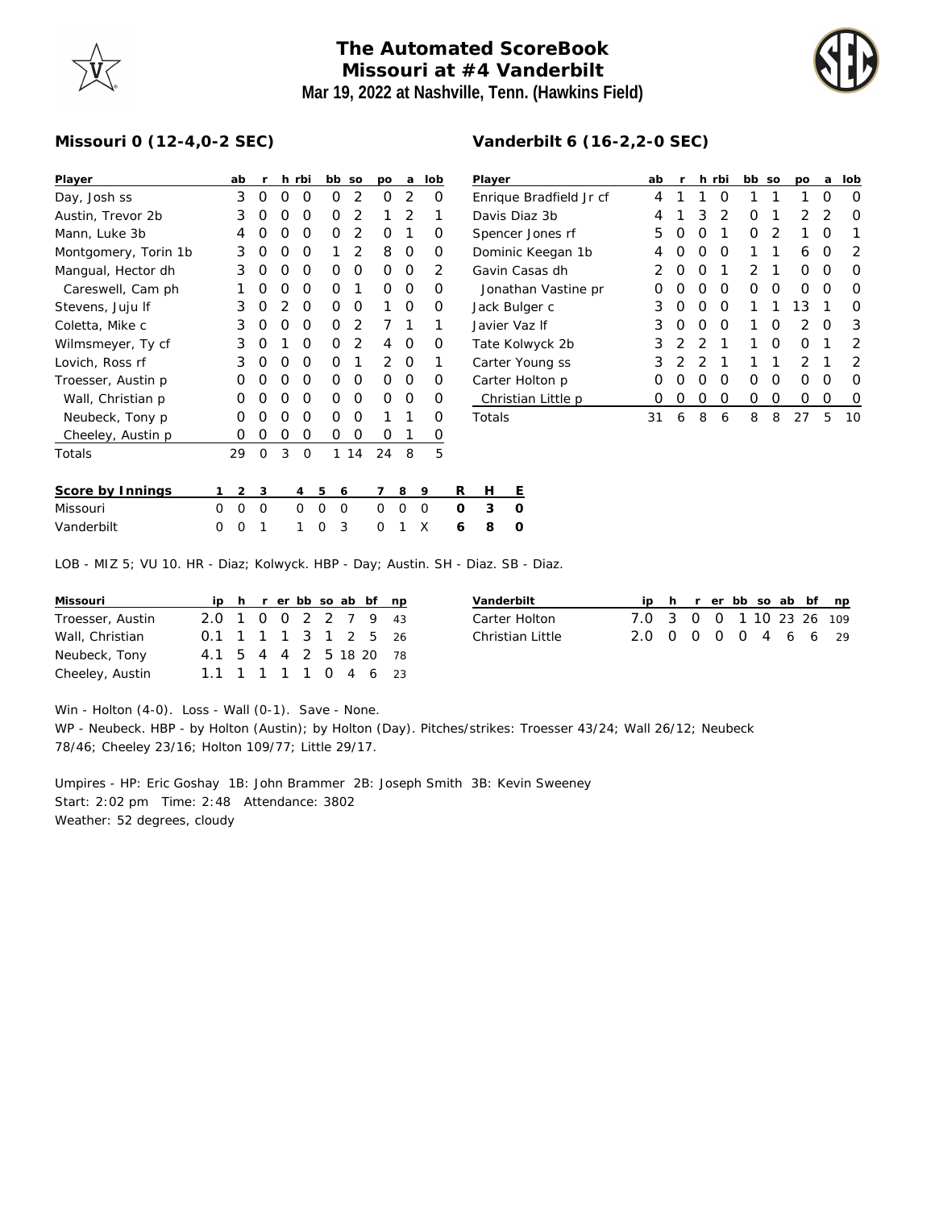# The Automated ScoreBook
## Missouri at #4 Vanderbilt
**Mar 19, 2022 at Nashville, Tenn. (Hawkins Field)**

### Missouri 0 (12-4,0-2 SEC)

| Player | ab | r | h | rbi | bb | so | po | a | lob |
|---|---|---|---|---|---|---|---|---|---|
| Day, Josh ss | 3 | 0 | 0 | 0 | 0 | 2 | 0 | 2 | 0 |
| Austin, Trevor 2b | 3 | 0 | 0 | 0 | 0 | 2 | 1 | 2 | 1 |
| Mann, Luke 3b | 4 | 0 | 0 | 0 | 0 | 2 | 0 | 1 | 0 |
| Montgomery, Torin 1b | 3 | 0 | 0 | 0 | 1 | 2 | 8 | 0 | 0 |
| Mangual, Hector dh | 3 | 0 | 0 | 0 | 0 | 0 | 0 | 0 | 2 |
| Careswell, Cam ph | 1 | 0 | 0 | 0 | 0 | 1 | 0 | 0 | 0 |
| Stevens, Juju lf | 3 | 0 | 2 | 0 | 0 | 0 | 1 | 0 | 0 |
| Coletta, Mike c | 3 | 0 | 0 | 0 | 0 | 2 | 7 | 1 | 1 |
| Wilmsmeyer, Ty cf | 3 | 0 | 1 | 0 | 0 | 2 | 4 | 0 | 0 |
| Lovich, Ross rf | 3 | 0 | 0 | 0 | 0 | 1 | 2 | 0 | 1 |
| Troesser, Austin p | 0 | 0 | 0 | 0 | 0 | 0 | 0 | 0 | 0 |
| Wall, Christian p | 0 | 0 | 0 | 0 | 0 | 0 | 0 | 0 | 0 |
| Neubeck, Tony p | 0 | 0 | 0 | 0 | 0 | 0 | 1 | 1 | 0 |
| Cheeley, Austin p | 0 | 0 | 0 | 0 | 0 | 0 | 0 | 1 | 0 |
| Totals | 29 | 0 | 3 | 0 | 1 | 14 | 24 | 8 | 5 |

### Vanderbilt 6 (16-2,2-0 SEC)

| Player | ab | r | h | rbi | bb | so | po | a | lob |
|---|---|---|---|---|---|---|---|---|---|
| Enrique Bradfield Jr cf | 4 | 1 | 1 | 0 | 1 | 1 | 1 | 0 | 0 |
| Davis Diaz 3b | 4 | 1 | 3 | 2 | 0 | 1 | 2 | 2 | 0 |
| Spencer Jones rf | 5 | 0 | 0 | 1 | 0 | 2 | 1 | 0 | 1 |
| Dominic Keegan 1b | 4 | 0 | 0 | 0 | 1 | 1 | 6 | 0 | 2 |
| Gavin Casas dh | 2 | 0 | 0 | 1 | 2 | 1 | 0 | 0 | 0 |
| Jonathan Vastine pr | 0 | 0 | 0 | 0 | 0 | 0 | 0 | 0 | 0 |
| Jack Bulger c | 3 | 0 | 0 | 0 | 1 | 1 | 13 | 1 | 0 |
| Javier Vaz lf | 3 | 0 | 0 | 0 | 1 | 0 | 2 | 0 | 3 |
| Tate Kolwyck 2b | 3 | 2 | 2 | 1 | 1 | 0 | 0 | 1 | 2 |
| Carter Young ss | 3 | 2 | 2 | 1 | 1 | 1 | 2 | 1 | 2 |
| Carter Holton p | 0 | 0 | 0 | 0 | 0 | 0 | 0 | 0 | 0 |
| Christian Little p | 0 | 0 | 0 | 0 | 0 | 0 | 0 | 0 | 0 |
| Totals | 31 | 6 | 8 | 6 | 8 | 8 | 27 | 5 | 10 |

| Score by Innings | 1 | 2 | 3 | 4 | 5 | 6 | 7 | 8 | 9 | R | H | E |
|---|---|---|---|---|---|---|---|---|---|---|---|---|
| Missouri | 0 | 0 | 0 | 0 | 0 | 0 | 0 | 0 | 0 | 0 | 3 | 0 |
| Vanderbilt | 0 | 0 | 1 | 1 | 0 | 3 | 0 | 1 | X | 6 | 8 | 0 |

LOB - MIZ 5; VU 10. HR - Diaz; Kolwyck. HBP - Day; Austin. SH - Diaz. SB - Diaz.

| Missouri | ip | h | r | er | bb | so | ab | bf | np |
|---|---|---|---|---|---|---|---|---|---|
| Troesser, Austin | 2.0 | 1 | 0 | 0 | 2 | 2 | 7 | 9 | 43 |
| Wall, Christian | 0.1 | 1 | 1 | 1 | 3 | 1 | 2 | 5 | 26 |
| Neubeck, Tony | 4.1 | 5 | 4 | 4 | 2 | 5 | 18 | 20 | 78 |
| Cheeley, Austin | 1.1 | 1 | 1 | 1 | 1 | 0 | 4 | 6 | 23 |

| Vanderbilt | ip | h | r | er | bb | so | ab | bf | np |
|---|---|---|---|---|---|---|---|---|---|
| Carter Holton | 7.0 | 3 | 0 | 0 | 1 | 10 | 23 | 26 | 109 |
| Christian Little | 2.0 | 0 | 0 | 0 | 0 | 4 | 6 | 6 | 29 |

Win - Holton (4-0). Loss - Wall (0-1). Save - None.
WP - Neubeck. HBP - by Holton (Austin); by Holton (Day). Pitches/strikes: Troesser 43/24; Wall 26/12; Neubeck 78/46; Cheeley 23/16; Holton 109/77; Little 29/17.

Umpires - HP: Eric Goshay 1B: John Brammer 2B: Joseph Smith 3B: Kevin Sweeney
Start: 2:02 pm Time: 2:48 Attendance: 3802
Weather: 52 degrees, cloudy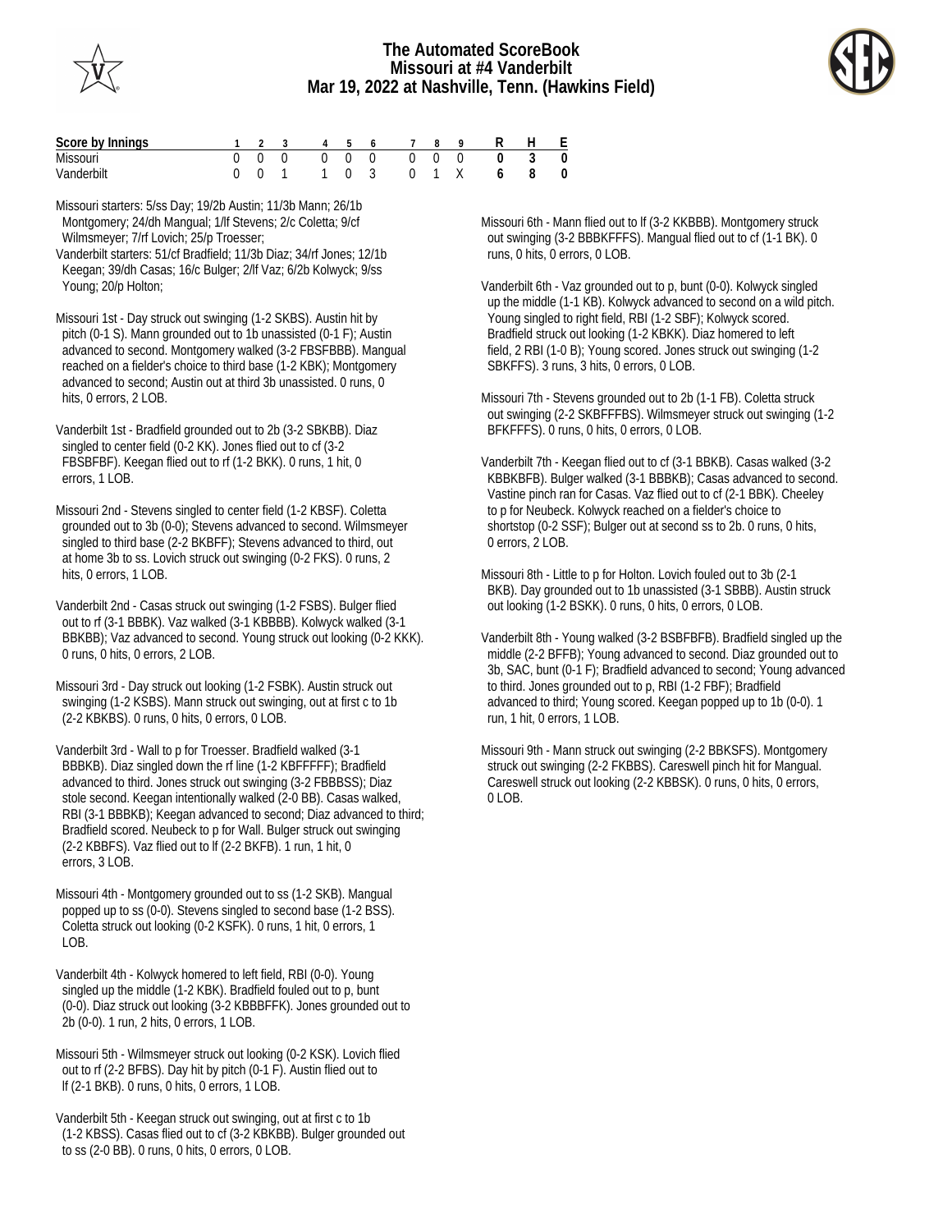# The Automated ScoreBook
## Missouri at #4 Vanderbilt
## Mar 19, 2022 at Nashville, Tenn. (Hawkins Field)

| Score by Innings | 1 | 2 | 3 | 4 | 5 | 6 | 7 | 8 | 9 | R | H | E |
|---|---|---|---|---|---|---|---|---|---|---|---|---|
| Missouri | 0 | 0 | 0 | 0 | 0 | 0 | 0 | 0 | 0 | **0** | **3** | **0** |
| Vanderbilt | 0 | 0 | 1 | 1 | 0 | 3 | 0 | 1 | X | **6** | **8** | **0** |

Missouri starters: 5/ss Day; 19/2b Austin; 11/3b Mann; 26/1b Montgomery; 24/dh Mangual; 1/lf Stevens; 2/c Coletta; 9/cf Wilmsmeyer; 7/rf Lovich; 25/p Troesser;

Vanderbilt starters: 51/cf Bradfield; 11/3b Diaz; 34/rf Jones; 12/1b Keegan; 39/dh Casas; 16/c Bulger; 2/lf Vaz; 6/2b Kolwyck; 9/ss Young; 20/p Holton;

Missouri 1st - Day struck out swinging (1-2 SKBS). Austin hit by pitch (0-1 S). Mann grounded out to 1b unassisted (0-1 F); Austin advanced to second. Montgomery walked (3-2 FBSFBBB). Mangual reached on a fielder's choice to third base (1-2 KBK); Montgomery advanced to second; Austin out at third 3b unassisted. 0 runs, 0 hits, 0 errors, 2 LOB.

Vanderbilt 1st - Bradfield grounded out to 2b (3-2 SBKBB). Diaz singled to center field (0-2 KK). Jones flied out to cf (3-2 FBSBFBF). Keegan flied out to rf (1-2 BKK). 0 runs, 1 hit, 0 errors, 1 LOB.

Missouri 2nd - Stevens singled to center field (1-2 KBSF). Coletta grounded out to 3b (0-0); Stevens advanced to second. Wilmsmeyer singled to third base (2-2 BKBFF); Stevens advanced to third, out at home 3b to ss. Lovich struck out swinging (0-2 FKS). 0 runs, 2 hits, 0 errors, 1 LOB.

Vanderbilt 2nd - Casas struck out swinging (1-2 FSBS). Bulger flied out to rf (3-1 BBBK). Vaz walked (3-1 KBBBB). Kolwyck walked (3-1 BBKBB); Vaz advanced to second. Young struck out looking (0-2 KKK). 0 runs, 0 hits, 0 errors, 2 LOB.

Missouri 3rd - Day struck out looking (1-2 FSBK). Austin struck out swinging (1-2 KSBS). Mann struck out swinging, out at first c to 1b (2-2 KBKBS). 0 runs, 0 hits, 0 errors, 0 LOB.

Vanderbilt 3rd - Wall to p for Troesser. Bradfield walked (3-1 BBBKB). Diaz singled down the rf line (1-2 KBFFFFF); Bradfield advanced to third. Jones struck out swinging (3-2 FBBBSS); Diaz stole second. Keegan intentionally walked (2-0 BB). Casas walked, RBI (3-1 BBBKB); Keegan advanced to second; Diaz advanced to third; Bradfield scored. Neubeck to p for Wall. Bulger struck out swinging (2-2 KBBFS). Vaz flied out to lf (2-2 BKFB). 1 run, 1 hit, 0 errors, 3 LOB.

Missouri 4th - Montgomery grounded out to ss (1-2 SKB). Mangual popped up to ss (0-0). Stevens singled to second base (1-2 BSS). Coletta struck out looking (0-2 KSFK). 0 runs, 1 hit, 0 errors, 1 LOB.

Vanderbilt 4th - Kolwyck homered to left field, RBI (0-0). Young singled up the middle (1-2 KBK). Bradfield fouled out to p, bunt (0-0). Diaz struck out looking (3-2 KBBBFFK). Jones grounded out to 2b (0-0). 1 run, 2 hits, 0 errors, 1 LOB.

Missouri 5th - Wilmsmeyer struck out looking (0-2 KSK). Lovich flied out to rf (2-2 BFBS). Day hit by pitch (0-1 F). Austin flied out to lf (2-1 BKB). 0 runs, 0 hits, 0 errors, 1 LOB.

Vanderbilt 5th - Keegan struck out swinging, out at first c to 1b (1-2 KBSS). Casas flied out to cf (3-2 KBKBB). Bulger grounded out to ss (2-0 BB). 0 runs, 0 hits, 0 errors, 0 LOB.

Missouri 6th - Mann flied out to lf (3-2 KKBBB). Montgomery struck out swinging (3-2 BBBKFFFS). Mangual flied out to cf (1-1 BK). 0 runs, 0 hits, 0 errors, 0 LOB.

Vanderbilt 6th - Vaz grounded out to p, bunt (0-0). Kolwyck singled up the middle (1-1 KB). Kolwyck advanced to second on a wild pitch. Young singled to right field, RBI (1-2 SBF); Kolwyck scored. Bradfield struck out looking (1-2 KBKK). Diaz homered to left field, 2 RBI (1-0 B); Young scored. Jones struck out swinging (1-2 SBKFFS). 3 runs, 3 hits, 0 errors, 0 LOB.

Missouri 7th - Stevens grounded out to 2b (1-1 FB). Coletta struck out swinging (2-2 SKBFFFBS). Wilmsmeyer struck out swinging (1-2 BFKFFS). 0 runs, 0 hits, 0 errors, 0 LOB.

Vanderbilt 7th - Keegan flied out to cf (3-1 BBBK). Casas walked (3-2 KBBKBFB). Bulger walked (3-1 BBBKB); Casas advanced to second. Vastine pinch ran for Casas. Vaz flied out to cf (2-1 BBK). Cheeley to p for Neubeck. Kolwyck reached on a fielder's choice to shortstop (0-2 SSF); Bulger out at second ss to 2b. 0 runs, 0 hits, 0 errors, 2 LOB.

Missouri 8th - Little to p for Holton. Lovich fouled out to 3b (2-1 BKB). Day grounded out to 1b unassisted (3-1 SBBB). Austin struck out looking (1-2 BSKK). 0 runs, 0 hits, 0 errors, 0 LOB.

Vanderbilt 8th - Young walked (3-2 BSBFBFB). Bradfield singled up the middle (2-2 BFFB); Young advanced to second. Diaz grounded out to 3b, SAC, bunt (0-1 F); Bradfield advanced to second; Young advanced to third. Jones grounded out to p, RBI (1-2 FBF); Bradfield advanced to third; Young scored. Keegan popped up to 1b (0-0). 1 run, 1 hit, 0 errors, 1 LOB.

Missouri 9th - Mann struck out swinging (2-2 BBKSFS). Montgomery struck out swinging (2-2 FKBBS). Careswell pinch hit for Mangual. Careswell struck out looking (2-2 KBBSK). 0 runs, 0 hits, 0 errors, 0 LOB.